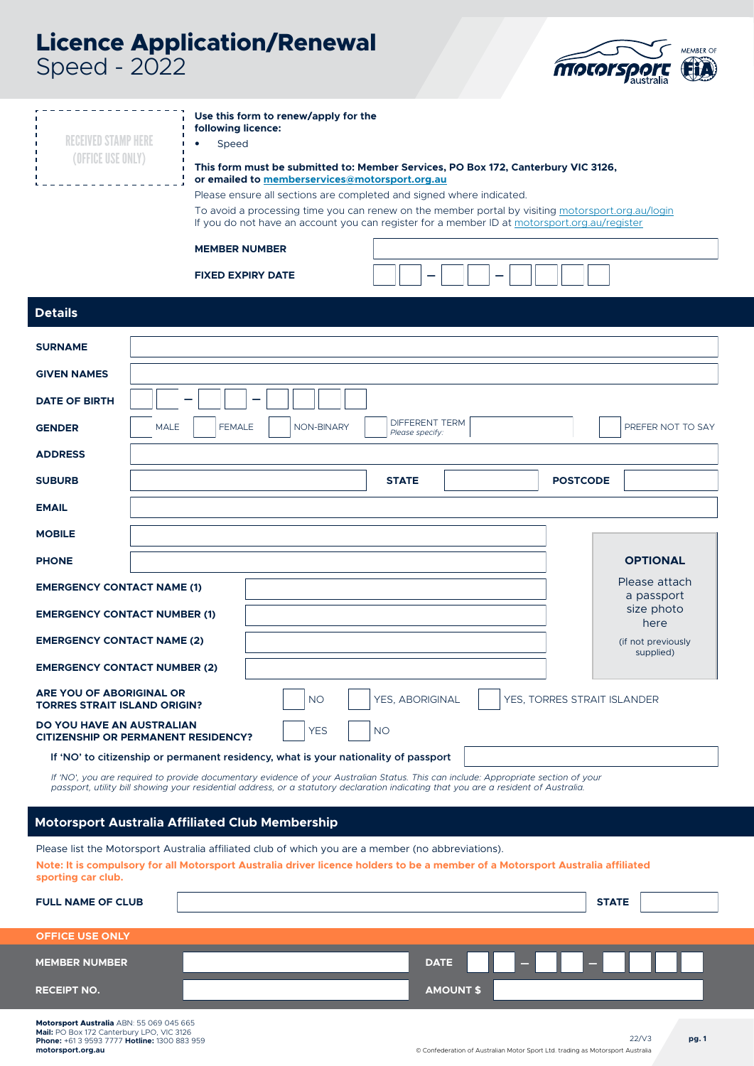# Licence Application/Renewal
Speed - 2022

RECEIVED STAMP HERE
(OFFICE USE ONLY)

**Use this form to renew/apply for the following licence:**

- Speed

**This form must be submitted to: Member Services, PO Box 172, Canterbury VIC 3126, or emailed to memberservices@motorsport.org.au**

Please ensure all sections are completed and signed where indicated.

To avoid a processing time you can renew on the member portal by visiting motorsport.org.au/login
If you do not have an account you can register for a member ID at motorsport.org.au/register

| | |
|---|---|
| **MEMBER NUMBER** | |
| **FIXED EXPIRY DATE** | \_\_ \_\_ – \_\_ \_\_ – \_\_ \_\_ \_\_ \_\_ |

## Details

| | |
|---|---|
| **SURNAME** | |
| **GIVEN NAMES** | |
| **DATE OF BIRTH** | \_\_ \_\_ – \_\_ \_\_ – \_\_ \_\_ \_\_ \_\_ |
| **GENDER** | ☐ MALE ☐ FEMALE ☐ NON-BINARY ☐ DIFFERENT TERM *Please specify:* \_\_\_\_ ☐ PREFER NOT TO SAY |
| **ADDRESS** | |
| **SUBURB** | **STATE** \_\_\_\_ **POSTCODE** \_\_\_\_ |
| **EMAIL** | |
| **MOBILE** | |
| **PHONE** | |
| **EMERGENCY CONTACT NAME (1)** | |
| **EMERGENCY CONTACT NUMBER (1)** | |
| **EMERGENCY CONTACT NAME (2)** | |
| **EMERGENCY CONTACT NUMBER (2)** | |

**OPTIONAL**

Please attach a passport size photo here

(if not previously supplied)

**ARE YOU OF ABORIGINAL OR TORRES STRAIT ISLAND ORIGIN?** ☐ NO ☐ YES, ABORIGINAL ☐ YES, TORRES STRAIT ISLANDER

**DO YOU HAVE AN AUSTRALIAN CITIZENSHIP OR PERMANENT RESIDENCY?** ☐ YES ☐ NO

**If 'NO' to citizenship or permanent residency, what is your nationality of passport** \_\_\_\_\_\_\_\_

*If 'NO', you are required to provide documentary evidence of your Australian Status. This can include: Appropriate section of your passport, utility bill showing your residential address, or a statutory declaration indicating that you are a resident of Australia.*

## Motorsport Australia Affiliated Club Membership

Please list the Motorsport Australia affiliated club of which you are a member (no abbreviations).

**Note: It is compulsory for all Motorsport Australia driver licence holders to be a member of a Motorsport Australia affiliated sporting car club.**

**FULL NAME OF CLUB** \_\_\_\_\_\_\_\_ **STATE** \_\_\_\_

### OFFICE USE ONLY

| | | | |
|---|---|---|---|
| **MEMBER NUMBER** | | **DATE** | \_\_ \_\_ – \_\_ \_\_ – \_\_ \_\_ \_\_ \_\_ |
| **RECEIPT NO.** | | **AMOUNT $** | |

**Motorsport Australia** ABN: 55 069 045 665
**Mail:** PO Box 172 Canterbury LPO, VIC 3126
**Phone:** +61 3 9593 7777 **Hotline:** 1300 883 959
**motorsport.org.au**

22/V3

© Confederation of Australian Motor Sport Ltd. trading as Motorsport Australia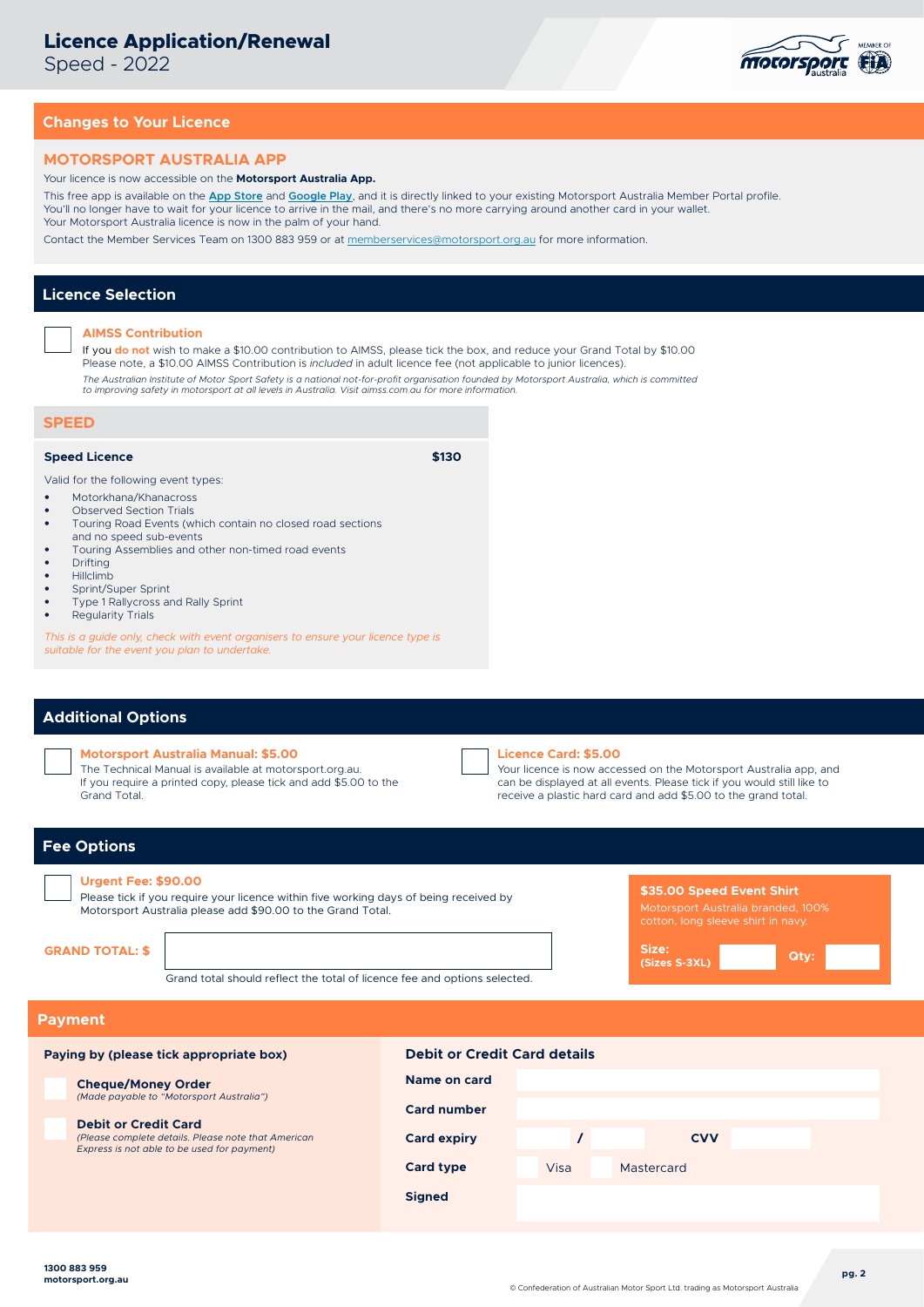# Licence Application/Renewal

Speed - 2022

## Changes to Your Licence

### MOTORSPORT AUSTRALIA APP

Your licence is now accessible on the **Motorsport Australia App.**

This free app is available on the **App Store** and **Google Play**, and it is directly linked to your existing Motorsport Australia Member Portal profile. You'll no longer have to wait for your licence to arrive in the mail, and there's no more carrying around another card in your wallet. Your Motorsport Australia licence is now in the palm of your hand.

Contact the Member Services Team on 1300 883 959 or at memberservices@motorsport.org.au for more information.

## Licence Selection

☐ **AIMSS Contribution**

If you **do not** wish to make a $10.00 contribution to AIMSS, please tick the box, and reduce your Grand Total by $10.00
Please note, a $10.00 AIMSS Contribution is *included* in adult licence fee (not applicable to junior licences).

*The Australian Institute of Motor Sport Safety is a national not-for-profit organisation founded by Motorsport Australia, which is committed to improving safety in motorsport at all levels in Australia. Visit aimss.com.au for more information.*

### SPEED

**Speed Licence** **$130**

Valid for the following event types:

- Motorkhana/Khanacross
- Observed Section Trials
- Touring Road Events (which contain no closed road sections and no speed sub-events
- Touring Assemblies and other non-timed road events
- Drifting
- Hillclimb
- Sprint/Super Sprint
- Type 1 Rallycross and Rally Sprint
- Regularity Trials

*This is a guide only, check with event organisers to ensure your licence type is suitable for the event you plan to undertake.*

## Additional Options

☐ **Motorsport Australia Manual: $5.00**
The Technical Manual is available at motorsport.org.au. If you require a printed copy, please tick and add $5.00 to the Grand Total.

☐ **Licence Card: $5.00**
Your licence is now accessed on the Motorsport Australia app, and can be displayed at all events. Please tick if you would still like to receive a plastic hard card and add $5.00 to the grand total.

## Fee Options

☐ **Urgent Fee: $90.00**
Please tick if you require your licence within five working days of being received by Motorsport Australia please add $90.00 to the Grand Total.

**$35.00 Speed Event Shirt**
Motorsport Australia branded, 100% cotton, long sleeve shirt in navy.

**Size: (Sizes S-3XL)** ________ **Qty:** ________

**GRAND TOTAL: $** ____________________

Grand total should reflect the total of licence fee and options selected.

## Payment

**Paying by (please tick appropriate box)**

☐ **Cheque/Money Order**
*(Made payable to "Motorsport Australia")*

☐ **Debit or Credit Card**
*(Please complete details. Please note that American Express is not able to be used for payment)*

**Debit or Credit Card details**

| | |
|---|---|
| **Name on card** | |
| **Card number** | |
| **Card expiry** | / **CVV** |
| **Card type** | ☐ Visa ☐ Mastercard |
| **Signed** | |

**1300 883 959**
**motorsport.org.au**

© Confederation of Australian Motor Sport Ltd. trading as Motorsport Australia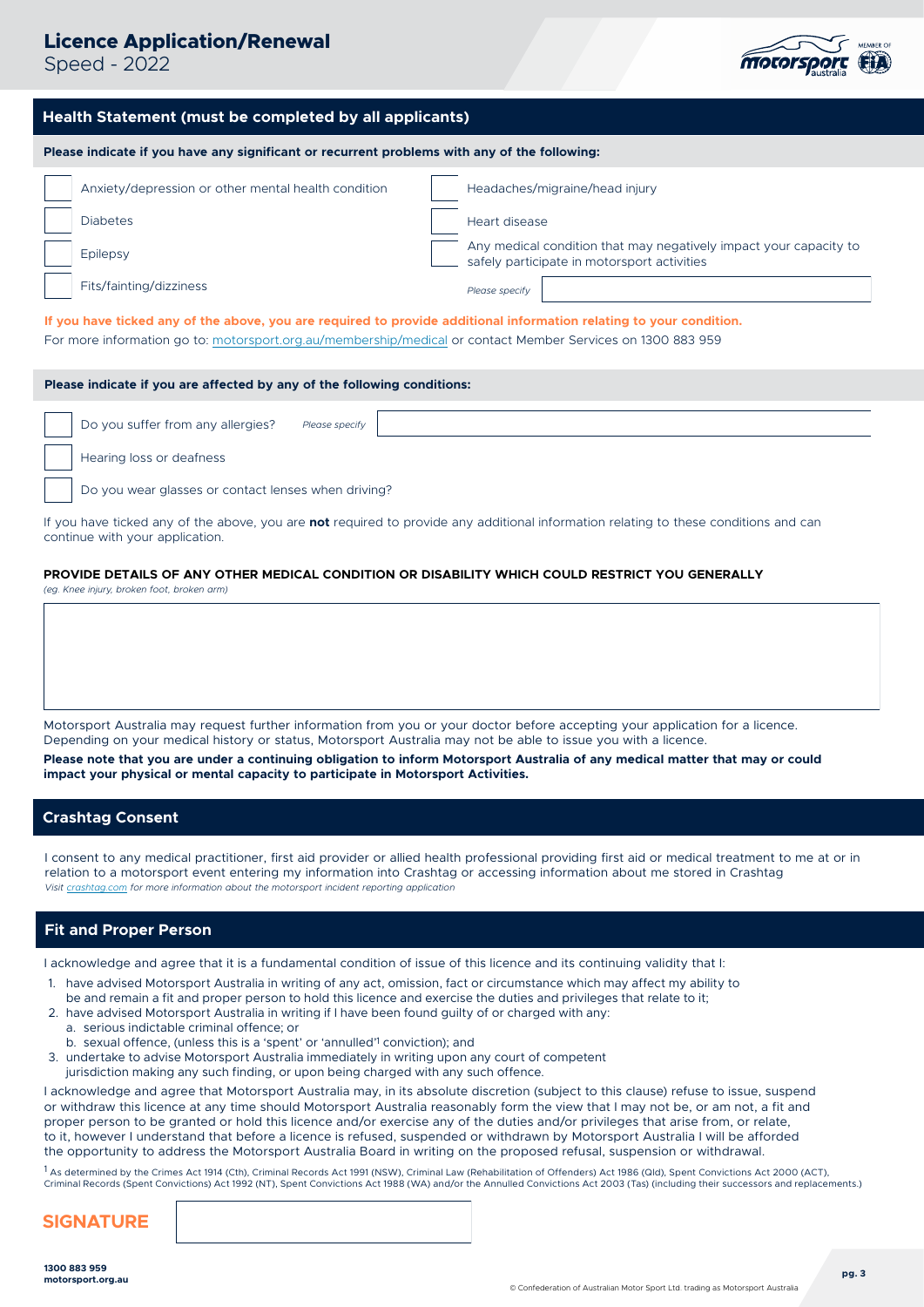# Licence Application/Renewal

Speed - 2022

## Health Statement (must be completed by all applicants)

**Please indicate if you have any significant or recurrent problems with any of the following:**

- [ ] Anxiety/depression or other mental health condition
- [ ] Diabetes
- [ ] Epilepsy
- [ ] Fits/fainting/dizziness
- [ ] Headaches/migraine/head injury
- [ ] Heart disease
- [ ] Any medical condition that may negatively impact your capacity to safely participate in motorsport activities

*Please specify* ______________________

**If you have ticked any of the above, you are required to provide additional information relating to your condition.**

For more information go to: motorsport.org.au/membership/medical or contact Member Services on 1300 883 959

**Please indicate if you are affected by any of the following conditions:**

- [ ] Do you suffer from any allergies? *Please specify* ______________________
- [ ] Hearing loss or deafness
- [ ] Do you wear glasses or contact lenses when driving?

If you have ticked any of the above, you are **not** required to provide any additional information relating to these conditions and can continue with your application.

**PROVIDE DETAILS OF ANY OTHER MEDICAL CONDITION OR DISABILITY WHICH COULD RESTRICT YOU GENERALLY**

*(eg. Knee injury, broken foot, broken arm)*

______________________

Motorsport Australia may request further information from you or your doctor before accepting your application for a licence. Depending on your medical history or status, Motorsport Australia may not be able to issue you with a licence.

**Please note that you are under a continuing obligation to inform Motorsport Australia of any medical matter that may or could impact your physical or mental capacity to participate in Motorsport Activities.**

## Crashtag Consent

I consent to any medical practitioner, first aid provider or allied health professional providing first aid or medical treatment to me at or in relation to a motorsport event entering my information into Crashtag or accessing information about me stored in Crashtag

*Visit crashtag.com for more information about the motorsport incident reporting application*

## Fit and Proper Person

I acknowledge and agree that it is a fundamental condition of issue of this licence and its continuing validity that I:

1. have advised Motorsport Australia in writing of any act, omission, fact or circumstance which may affect my ability to be and remain a fit and proper person to hold this licence and exercise the duties and privileges that relate to it;
2. have advised Motorsport Australia in writing if I have been found guilty of or charged with any:
   a. serious indictable criminal offence; or
   b. sexual offence, (unless this is a 'spent' or 'annulled'[1] conviction); and
3. undertake to advise Motorsport Australia immediately in writing upon any court of competent jurisdiction making any such finding, or upon being charged with any such offence.

I acknowledge and agree that Motorsport Australia may, in its absolute discretion (subject to this clause) refuse to issue, suspend or withdraw this licence at any time should Motorsport Australia reasonably form the view that I may not be, or am not, a fit and proper person to be granted or hold this licence and/or exercise any of the duties and/or privileges that arise from, or relate, to it, however I understand that before a licence is refused, suspended or withdrawn by Motorsport Australia I will be afforded the opportunity to address the Motorsport Australia Board in writing on the proposed refusal, suspension or withdrawal.

[1] As determined by the Crimes Act 1914 (Cth), Criminal Records Act 1991 (NSW), Criminal Law (Rehabilitation of Offenders) Act 1986 (Qld), Spent Convictions Act 2000 (ACT), Criminal Records (Spent Convictions) Act 1992 (NT), Spent Convictions Act 1988 (WA) and/or the Annulled Convictions Act 2003 (Tas) (including their successors and replacements.)

**SIGNATURE** ______________________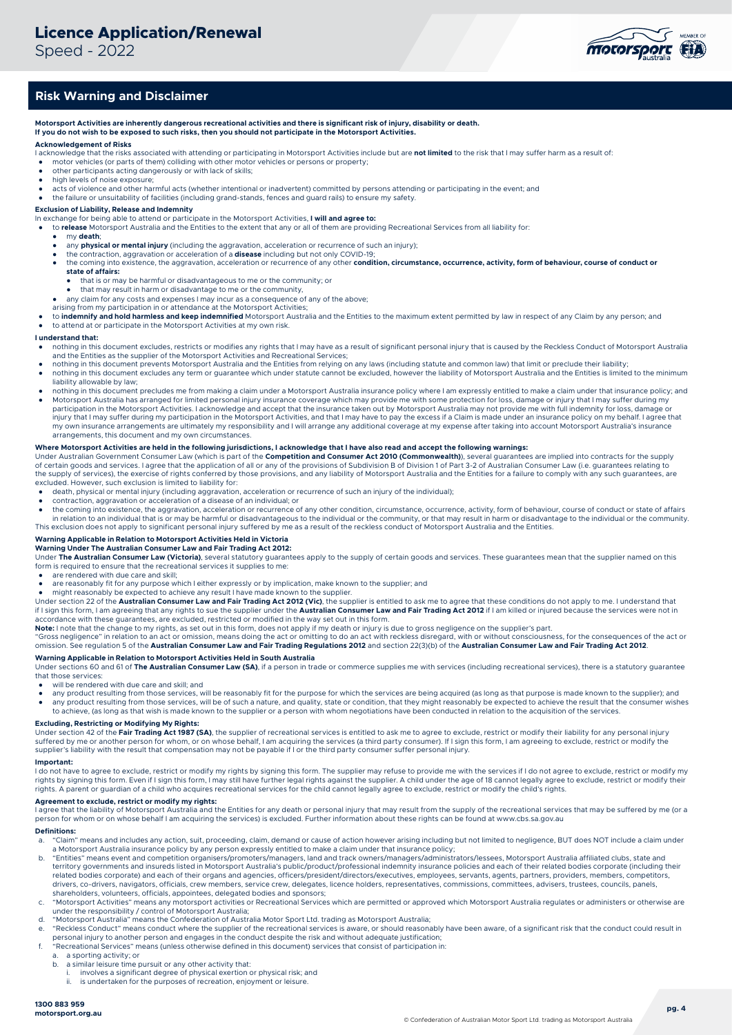# Licence Application/Renewal

Speed - 2022

## Risk Warning and Disclaimer

**Motorsport Activities are inherently dangerous recreational activities and there is significant risk of injury, disability or death.**
**If you do not wish to be exposed to such risks, then you should not participate in the Motorsport Activities.**

### Acknowledgement of Risks

I acknowledge that the risks associated with attending or participating in Motorsport Activities include but are **not limited** to the risk that I may suffer harm as a result of:

- motor vehicles (or parts of them) colliding with other motor vehicles or persons or property;
- other participants acting dangerously or with lack of skills;
- high levels of noise exposure;
- acts of violence and other harmful acts (whether intentional or inadvertent) committed by persons attending or participating in the event; and
- the failure or unsuitability of facilities (including grand-stands, fences and guard rails) to ensure my safety.

### Exclusion of Liability, Release and Indemnity

In exchange for being able to attend or participate in the Motorsport Activities, **I will and agree to:**

- to **release** Motorsport Australia and the Entities to the extent that any or all of them are providing Recreational Services from all liability for:
  - my **death**;
  - any **physical or mental injury** (including the aggravation, acceleration or recurrence of such an injury);
  - the contraction, aggravation or acceleration of a **disease** including but not only COVID-19;
  - the coming into existence, the aggravation, acceleration or recurrence of any other **condition, circumstance, occurrence, activity, form of behaviour, course of conduct or state of affairs:**
    - that is or may be harmful or disadvantageous to me or the community; or
    - that may result in harm or disadvantage to me or the community,
  - any claim for any costs and expenses I may incur as a consequence of any of the above;

  arising from my participation in or attendance at the Motorsport Activities;
- to **indemnify and hold harmless and keep indemnified** Motorsport Australia and the Entities to the maximum extent permitted by law in respect of any Claim by any person; and
- to attend at or participate in the Motorsport Activities at my own risk.

### I understand that:

- nothing in this document excludes, restricts or modifies any rights that I may have as a result of significant personal injury that is caused by the Reckless Conduct of Motorsport Australia and the Entities as the supplier of the Motorsport Activities and Recreational Services;
- nothing in this document prevents Motorsport Australia and the Entities from relying on any laws (including statute and common law) that limit or preclude their liability;
- nothing in this document excludes any term or guarantee which under statute cannot be excluded, however the liability of Motorsport Australia and the Entities is limited to the minimum liability allowable by law;
- nothing in this document precludes me from making a claim under a Motorsport Australia insurance policy where I am expressly entitled to make a claim under that insurance policy; and
- Motorsport Australia has arranged for limited personal injury insurance coverage which may provide me with some protection for loss, damage or injury that I may suffer during my participation in the Motorsport Activities. I acknowledge and accept that the insurance taken out by Motorsport Australia may not provide me with full indemnity for loss, damage or injury that I may suffer during my participation in the Motorsport Activities, and that I may have to pay the excess if a Claim is made under an insurance policy on my behalf. I agree that my own insurance arrangements are ultimately my responsibility and I will arrange any additional coverage at my expense after taking into account Motorsport Australia's insurance arrangements, this document and my own circumstances.

### Where Motorsport Activities are held in the following jurisdictions, I acknowledge that I have also read and accept the following warnings:

Under Australian Government Consumer Law (which is part of the **Competition and Consumer Act 2010 (Commonwealth)**), several guarantees are implied into contracts for the supply of certain goods and services. I agree that the application of all or any of the provisions of Subdivision B of Division 1 of Part 3-2 of Australian Consumer Law (i.e. guarantees relating to the supply of services), the exercise of rights conferred by those provisions, and any liability of Motorsport Australia and the Entities for a failure to comply with any such guarantees, are excluded. However, such exclusion is limited to liability for:

- death, physical or mental injury (including aggravation, acceleration or recurrence of such an injury of the individual);
- contraction, aggravation or acceleration of a disease of an individual; or
- the coming into existence, the aggravation, acceleration or recurrence of any other condition, circumstance, occurrence, activity, form of behaviour, course of conduct or state of affairs in relation to an individual that is or may be harmful or disadvantageous to the individual or the community, or that may result in harm or disadvantage to the individual or the community.

This exclusion does not apply to significant personal injury suffered by me as a result of the reckless conduct of Motorsport Australia and the Entities.

### Warning Applicable in Relation to Motorsport Activities Held in Victoria

**Warning Under The Australian Consumer Law and Fair Trading Act 2012:**

Under **The Australian Consumer Law (Victoria)**, several statutory guarantees apply to the supply of certain goods and services. These guarantees mean that the supplier named on this form is required to ensure that the recreational services it supplies to me:

- are rendered with due care and skill;
- are reasonably fit for any purpose which I either expressly or by implication, make known to the supplier; and
- might reasonably be expected to achieve any result I have made known to the supplier.

Under section 22 of the **Australian Consumer Law and Fair Trading Act 2012 (Vic)**, the supplier is entitled to ask me to agree that these conditions do not apply to me. I understand that if I sign this form, I am agreeing that any rights to sue the supplier under the **Australian Consumer Law and Fair Trading Act 2012** if I am killed or injured because the services were not in accordance with these guarantees, are excluded, restricted or modified in the way set out in this form.

**Note:** I note that the change to my rights, as set out in this form, does not apply if my death or injury is due to gross negligence on the supplier's part.

"Gross negligence" in relation to an act or omission, means doing the act or omitting to do an act with reckless disregard, with or without consciousness, for the consequences of the act or omission. See regulation 5 of the **Australian Consumer Law and Fair Trading Regulations 2012** and section 22(3)(b) of the **Australian Consumer Law and Fair Trading Act 2012**.

### Warning Applicable in Relation to Motorsport Activities Held in South Australia

Under sections 60 and 61 of **The Australian Consumer Law (SA)**, if a person in trade or commerce supplies me with services (including recreational services), there is a statutory guarantee that those services:

- will be rendered with due care and skill; and
- any product resulting from those services, will be reasonably fit for the purpose for which the services are being acquired (as long as that purpose is made known to the supplier); and
- any product resulting from those services, will be of such a nature, and quality, state or condition, that they might reasonably be expected to achieve the result that the consumer wishes to achieve, (as long as that wish is made known to the supplier or a person with whom negotiations have been conducted in relation to the acquisition of the services.

### Excluding, Restricting or Modifying My Rights:

Under section 42 of the **Fair Trading Act 1987 (SA)**, the supplier of recreational services is entitled to ask me to agree to exclude, restrict or modify their liability for any personal injury suffered by me or another person for whom, or on whose behalf, I am acquiring the services (a third party consumer). If I sign this form, I am agreeing to exclude, restrict or modify the supplier's liability with the result that compensation may not be payable if I or the third party consumer suffer personal injury.

### Important:

I do not have to agree to exclude, restrict or modify my rights by signing this form. The supplier may refuse to provide me with the services if I do not agree to exclude, restrict or modify my rights by signing this form. Even if I sign this form, I may still have further legal rights against the supplier. A child under the age of 18 cannot legally agree to exclude, restrict or modify their rights. A parent or guardian of a child who acquires recreational services for the child cannot legally agree to exclude, restrict or modify the child's rights.

### Agreement to exclude, restrict or modify my rights:

I agree that the liability of Motorsport Australia and the Entities for any death or personal injury that may result from the supply of the recreational services that may be suffered by me (or a person for whom or on whose behalf I am acquiring the services) is excluded. Further information about these rights can be found at www.cbs.sa.gov.au

### Definitions:

a. "Claim" means and includes any action, suit, proceeding, claim, demand or cause of action however arising including but not limited to negligence, BUT does NOT include a claim under a Motorsport Australia insurance policy by any person expressly entitled to make a claim under that insurance policy;

b. "Entities" means event and competition organisers/promoters/managers, land and track owners/managers/administrators/lessees, Motorsport Australia affiliated clubs, state and territory governments and insureds listed in Motorsport Australia's public/product/professional indemnity insurance policies and each of their related bodies corporate (including their related bodies corporate) and each of their organs and agencies, officers/president/directors/executives, employees, servants, agents, partners, providers, members, competitors, drivers, co-drivers, navigators, officials, crew members, service crew, delegates, licence holders, representatives, commissions, committees, advisers, trustees, councils, panels, shareholders, volunteers, officials, appointees, delegated bodies and sponsors;

c. "Motorsport Activities" means any motorsport activities or Recreational Services which are permitted or approved which Motorsport Australia regulates or administers or otherwise are under the responsibility / control of Motorsport Australia;

d. "Motorsport Australia" means the Confederation of Australia Motor Sport Ltd. trading as Motorsport Australia;

e. "Reckless Conduct" means conduct where the supplier of the recreational services is aware, or should reasonably have been aware, of a significant risk that the conduct could result in personal injury to another person and engages in the conduct despite the risk and without adequate justification;

f. "Recreational Services" means (unless otherwise defined in this document) services that consist of participation in:
   a. a sporting activity; or
   b. a similar leisure time pursuit or any other activity that:
      i. involves a significant degree of physical exertion or physical risk; and
      ii. is undertaken for the purposes of recreation, enjoyment or leisure.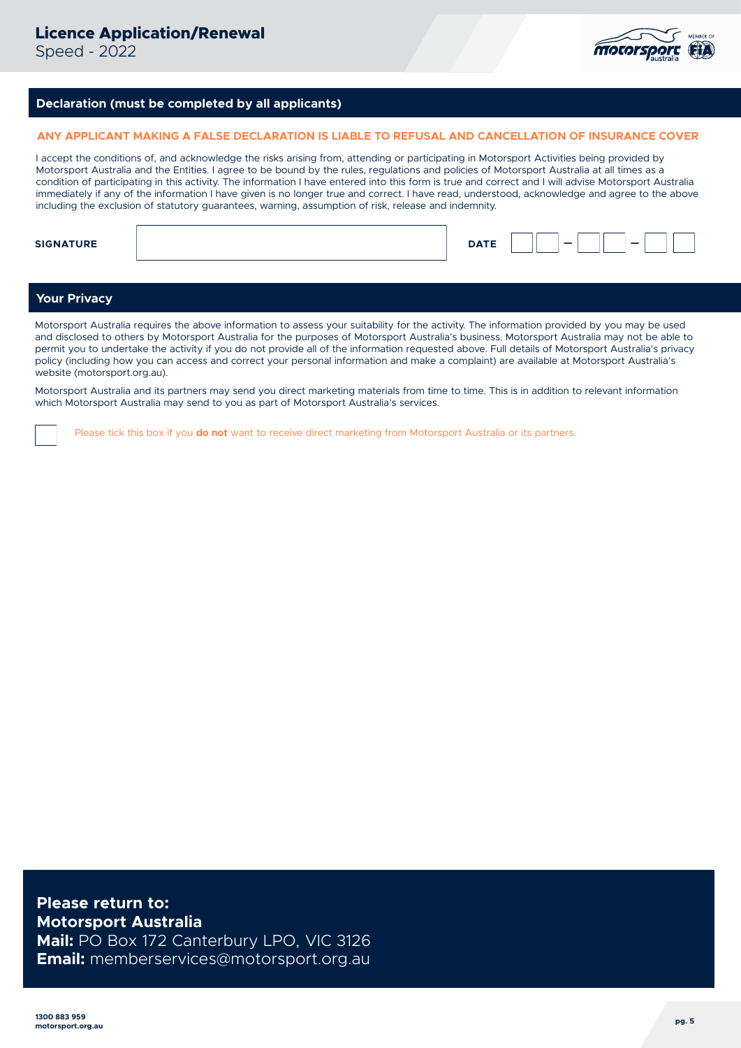## Declaration (must be completed by all applicants)

**ANY APPLICANT MAKING A FALSE DECLARATION IS LIABLE TO REFUSAL AND CANCELLATION OF INSURANCE COVER**

I accept the conditions of, and acknowledge the risks arising from, attending or participating in Motorsport Activities being provided by Motorsport Australia and the Entities. I agree to be bound by the rules, regulations and policies of Motorsport Australia at all times as a condition of participating in this activity. The information I have entered into this form is true and correct and I will advise Motorsport Australia immediately if any of the information I have given is no longer true and correct. I have read, understood, acknowledge and agree to the above including the exclusion of statutory guarantees, warning, assumption of risk, release and indemnity.

**SIGNATURE** ______________________ **DATE** __ __ – __ __ – __ __

## Your Privacy

Motorsport Australia requires the above information to assess your suitability for the activity. The information provided by you may be used and disclosed to others by Motorsport Australia for the purposes of Motorsport Australia's business. Motorsport Australia may not be able to permit you to undertake the activity if you do not provide all of the information requested above. Full details of Motorsport Australia's privacy policy (including how you can access and correct your personal information and make a complaint) are available at Motorsport Australia's website (motorsport.org.au).

Motorsport Australia and its partners may send you direct marketing materials from time to time. This is in addition to relevant information which Motorsport Australia may send to you as part of Motorsport Australia's services.

☐ Please tick this box if you **do not** want to receive direct marketing from Motorsport Australia or its partners.

**Please return to:**
**Motorsport Australia**
**Mail:** PO Box 172 Canterbury LPO, VIC 3126
**Email:** memberservices@motorsport.org.au